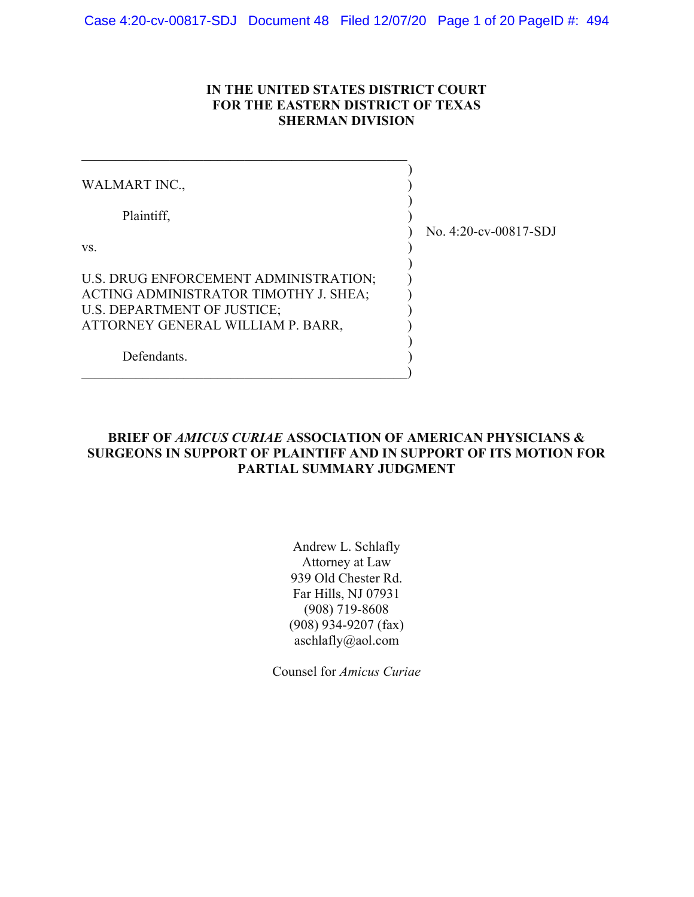**IN THE UNITED STATES DISTRICT COURT**
**FOR THE EASTERN DISTRICT OF TEXAS**
**SHERMAN DIVISION**

| | |
|---|---|
| WALMART INC.,<br><br>Plaintiff,<br><br>vs.<br><br>U.S. DRUG ENFORCEMENT ADMINISTRATION;<br>ACTING ADMINISTRATOR TIMOTHY J. SHEA;<br>U.S. DEPARTMENT OF JUSTICE;<br>ATTORNEY GENERAL WILLIAM P. BARR,<br><br>Defendants. | No. 4:20-cv-00817-SDJ |

**BRIEF OF *AMICUS CURIAE* ASSOCIATION OF AMERICAN PHYSICIANS & SURGEONS IN SUPPORT OF PLAINTIFF AND IN SUPPORT OF ITS MOTION FOR PARTIAL SUMMARY JUDGMENT**

Andrew L. Schlafly
Attorney at Law
939 Old Chester Rd.
Far Hills, NJ 07931
(908) 719-8608
(908) 934-9207 (fax)
aschlafly@aol.com

Counsel for *Amicus Curiae*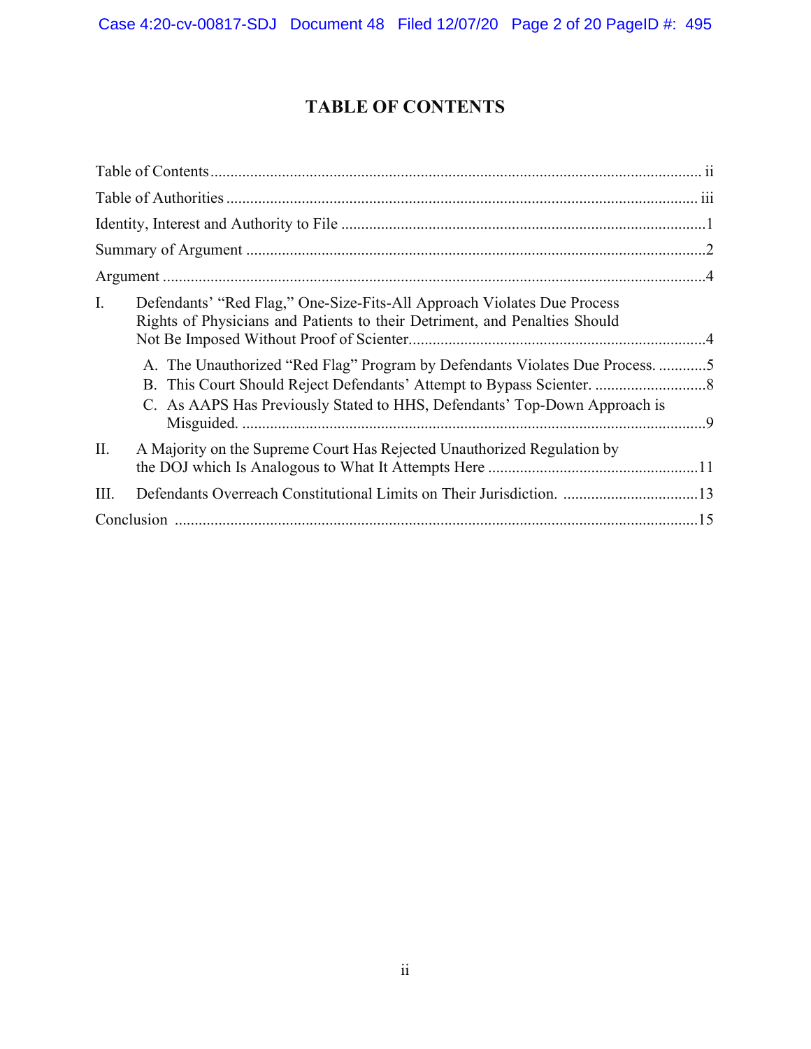# TABLE OF CONTENTS

Table of Contents ............................................................................................................ ii

Table of Authorities ......................................................................................................... iii

Identity, Interest and Authority to File ............................................................................1

Summary of Argument ......................................................................................................2

Argument ...........................................................................................................................4

I. Defendants' "Red Flag," One-Size-Fits-All Approach Violates Due Process Rights of Physicians and Patients to their Detriment, and Penalties Should Not Be Imposed Without Proof of Scienter..........................................................................4

   A. The Unauthorized "Red Flag" Program by Defendants Violates Due Process. ............5

   B. This Court Should Reject Defendants' Attempt to Bypass Scienter. ............................8

   C. As AAPS Has Previously Stated to HHS, Defendants' Top-Down Approach is Misguided. .....................................................................................................................9

II. A Majority on the Supreme Court Has Rejected Unauthorized Regulation by the DOJ which Is Analogous to What It Attempts Here .....................................................11

III. Defendants Overreach Constitutional Limits on Their Jurisdiction. ..................................13

Conclusion ........................................................................................................................15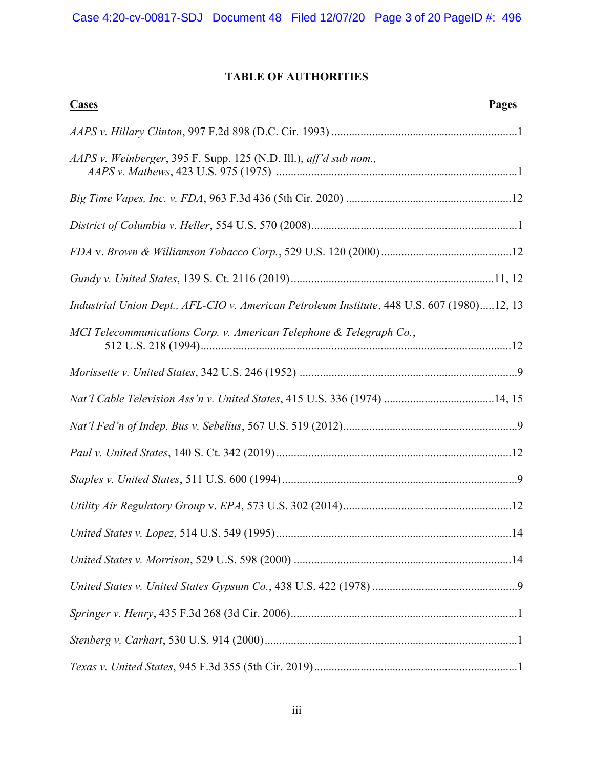## TABLE OF AUTHORITIES

**Cases** | **Pages**

*AAPS v. Hillary Clinton*, 997 F.2d 898 (D.C. Cir. 1993) ................................................................1

*AAPS v. Weinberger*, 395 F. Supp. 125 (N.D. Ill.), *aff'd sub nom., AAPS v. Mathews*, 423 U.S. 975 (1975) ...................................................................................1

*Big Time Vapes, Inc. v. FDA*, 963 F.3d 436 (5th Cir. 2020) .........................................................12

*District of Columbia v. Heller*, 554 U.S. 570 (2008).......................................................................1

*FDA* v. *Brown & Williamson Tobacco Corp.*, 529 U.S. 120 (2000) .............................................12

*Gundy v. United States*, 139 S. Ct. 2116 (2019).......................................................................11, 12

*Industrial Union Dept., AFL-CIO v. American Petroleum Institute*, 448 U.S. 607 (1980).....12, 13

*MCI Telecommunications Corp. v. American Telephone & Telegraph Co.*, 512 U.S. 218 (1994)..........................................................................................................12

*Morissette v. United States*, 342 U.S. 246 (1952) ...........................................................................9

*Nat'l Cable Television Ass'n v. United States*, 415 U.S. 336 (1974) ......................................14, 15

*Nat'l Fed'n of Indep. Bus v. Sebelius*, 567 U.S. 519 (2012)............................................................9

*Paul v. United States*, 140 S. Ct. 342 (2019) .................................................................................12

*Staples v. United States*, 511 U.S. 600 (1994) .................................................................................9

*Utility Air Regulatory Group* v. *EPA*, 573 U.S. 302 (2014)..........................................................12

*United States v. Lopez*, 514 U.S. 549 (1995).................................................................................14

*United States v. Morrison*, 529 U.S. 598 (2000) ...........................................................................14

*United States v. United States Gypsum Co.*, 438 U.S. 422 (1978) ..................................................9

*Springer v. Henry*, 435 F.3d 268 (3d Cir. 2006)..............................................................................1

*Stenberg v. Carhart*, 530 U.S. 914 (2000).......................................................................................1

*Texas v. United States*, 945 F.3d 355 (5th Cir. 2019)......................................................................1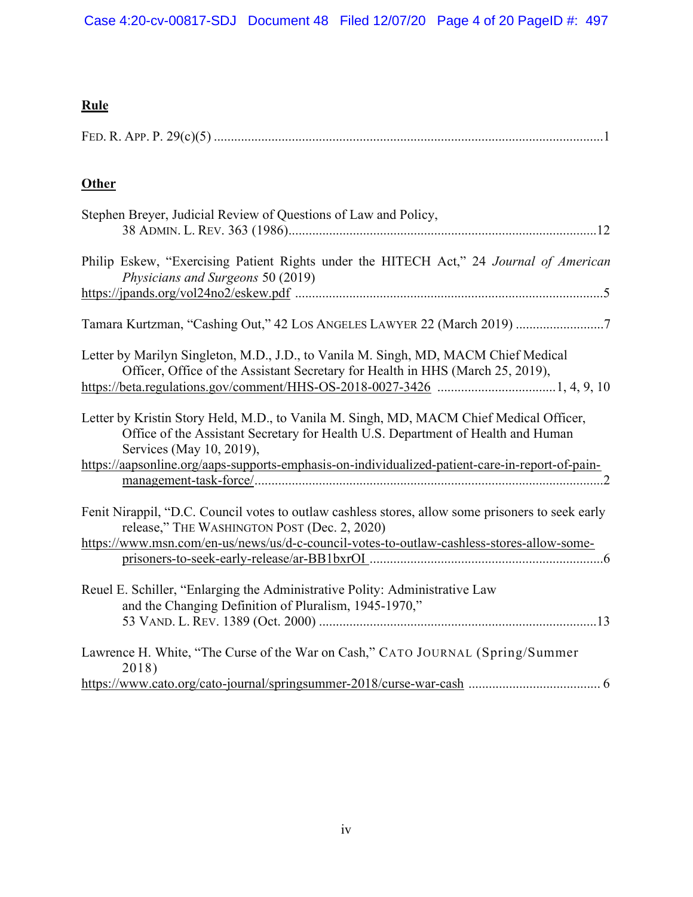## Rule

FED. R. APP. P. 29(c)(5) ....................................................................................................................1

## Other

Stephen Breyer, Judicial Review of Questions of Law and Policy,
38 ADMIN. L. REV. 363 (1986)..........................................................................................12

Philip Eskew, "Exercising Patient Rights under the HITECH Act," 24 *Journal of American Physicians and Surgeons* 50 (2019)
https://jpands.org/vol24no2/eskew.pdf ..........................................................................................5

Tamara Kurtzman, "Cashing Out," 42 LOS ANGELES LAWYER 22 (March 2019) ..........................7

Letter by Marilyn Singleton, M.D., J.D., to Vanila M. Singh, MD, MACM Chief Medical Officer, Office of the Assistant Secretary for Health in HHS (March 25, 2019),
https://beta.regulations.gov/comment/HHS-OS-2018-0027-3426 ..................................1, 4, 9, 10

Letter by Kristin Story Held, M.D., to Vanila M. Singh, MD, MACM Chief Medical Officer, Office of the Assistant Secretary for Health U.S. Department of Health and Human Services (May 10, 2019),
https://aapsonline.org/aaps-supports-emphasis-on-individualized-patient-care-in-report-of-pain-management-task-force/......................................................................................................2

Fenit Nirappil, "D.C. Council votes to outlaw cashless stores, allow some prisoners to seek early release," THE WASHINGTON POST (Dec. 2, 2020)
https://www.msn.com/en-us/news/us/d-c-council-votes-to-outlaw-cashless-stores-allow-some-prisoners-to-seek-early-release/ar-BB1bxrOI ....................................................................6

Reuel E. Schiller, "Enlarging the Administrative Polity: Administrative Law and the Changing Definition of Pluralism, 1945-1970,"
53 VAND. L. REV. 1389 (Oct. 2000) .................................................................................13

Lawrence H. White, "The Curse of the War on Cash," CATO JOURNAL (Spring/Summer 2018)
https://www.cato.org/cato-journal/springsummer-2018/curse-war-cash ....................................... 6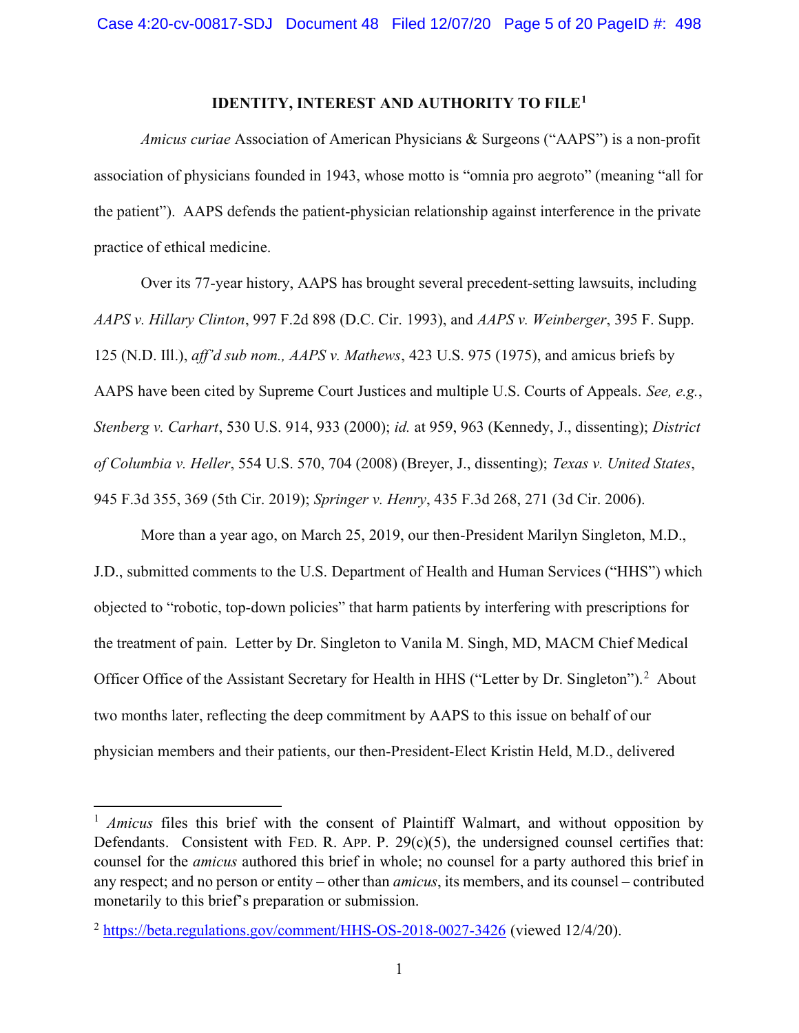## IDENTITY, INTEREST AND AUTHORITY TO FILE[1]

*Amicus curiae* Association of American Physicians & Surgeons ("AAPS") is a non-profit association of physicians founded in 1943, whose motto is "omnia pro aegroto" (meaning "all for the patient"). AAPS defends the patient-physician relationship against interference in the private practice of ethical medicine.

Over its 77-year history, AAPS has brought several precedent-setting lawsuits, including *AAPS v. Hillary Clinton*, 997 F.2d 898 (D.C. Cir. 1993), and *AAPS v. Weinberger*, 395 F. Supp. 125 (N.D. Ill.), *aff'd sub nom., AAPS v. Mathews*, 423 U.S. 975 (1975), and amicus briefs by AAPS have been cited by Supreme Court Justices and multiple U.S. Courts of Appeals. *See, e.g.*, *Stenberg v. Carhart*, 530 U.S. 914, 933 (2000); *id.* at 959, 963 (Kennedy, J., dissenting); *District of Columbia v. Heller*, 554 U.S. 570, 704 (2008) (Breyer, J., dissenting); *Texas v. United States*, 945 F.3d 355, 369 (5th Cir. 2019); *Springer v. Henry*, 435 F.3d 268, 271 (3d Cir. 2006).

More than a year ago, on March 25, 2019, our then-President Marilyn Singleton, M.D., J.D., submitted comments to the U.S. Department of Health and Human Services ("HHS") which objected to "robotic, top-down policies" that harm patients by interfering with prescriptions for the treatment of pain. Letter by Dr. Singleton to Vanila M. Singh, MD, MACM Chief Medical Officer Office of the Assistant Secretary for Health in HHS ("Letter by Dr. Singleton").[2] About two months later, reflecting the deep commitment by AAPS to this issue on behalf of our physician members and their patients, our then-President-Elect Kristin Held, M.D., delivered

---

[1] *Amicus* files this brief with the consent of Plaintiff Walmart, and without opposition by Defendants. Consistent with FED. R. APP. P. 29(c)(5), the undersigned counsel certifies that: counsel for the *amicus* authored this brief in whole; no counsel for a party authored this brief in any respect; and no person or entity – other than *amicus*, its members, and its counsel – contributed monetarily to this brief's preparation or submission.

[2] https://beta.regulations.gov/comment/HHS-OS-2018-0027-3426 (viewed 12/4/20).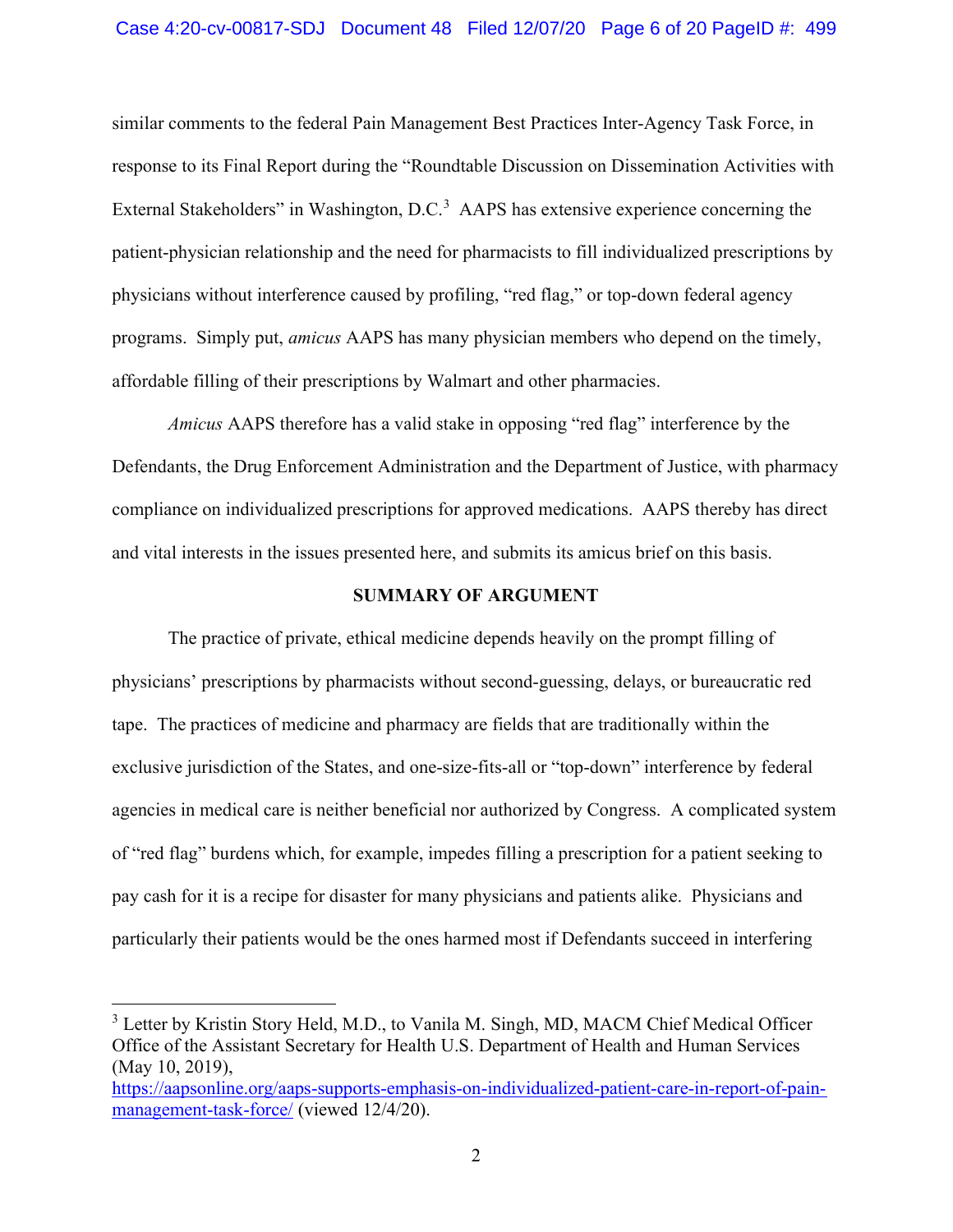similar comments to the federal Pain Management Best Practices Inter-Agency Task Force, in response to its Final Report during the "Roundtable Discussion on Dissemination Activities with External Stakeholders" in Washington, D.C.[3] AAPS has extensive experience concerning the patient-physician relationship and the need for pharmacists to fill individualized prescriptions by physicians without interference caused by profiling, "red flag," or top-down federal agency programs. Simply put, *amicus* AAPS has many physician members who depend on the timely, affordable filling of their prescriptions by Walmart and other pharmacies.

*Amicus* AAPS therefore has a valid stake in opposing "red flag" interference by the Defendants, the Drug Enforcement Administration and the Department of Justice, with pharmacy compliance on individualized prescriptions for approved medications. AAPS thereby has direct and vital interests in the issues presented here, and submits its amicus brief on this basis.

## SUMMARY OF ARGUMENT

The practice of private, ethical medicine depends heavily on the prompt filling of physicians' prescriptions by pharmacists without second-guessing, delays, or bureaucratic red tape. The practices of medicine and pharmacy are fields that are traditionally within the exclusive jurisdiction of the States, and one-size-fits-all or "top-down" interference by federal agencies in medical care is neither beneficial nor authorized by Congress. A complicated system of "red flag" burdens which, for example, impedes filling a prescription for a patient seeking to pay cash for it is a recipe for disaster for many physicians and patients alike. Physicians and particularly their patients would be the ones harmed most if Defendants succeed in interfering

---

[3] Letter by Kristin Story Held, M.D., to Vanila M. Singh, MD, MACM Chief Medical Officer Office of the Assistant Secretary for Health U.S. Department of Health and Human Services (May 10, 2019), https://aapsonline.org/aaps-supports-emphasis-on-individualized-patient-care-in-report-of-pain-management-task-force/ (viewed 12/4/20).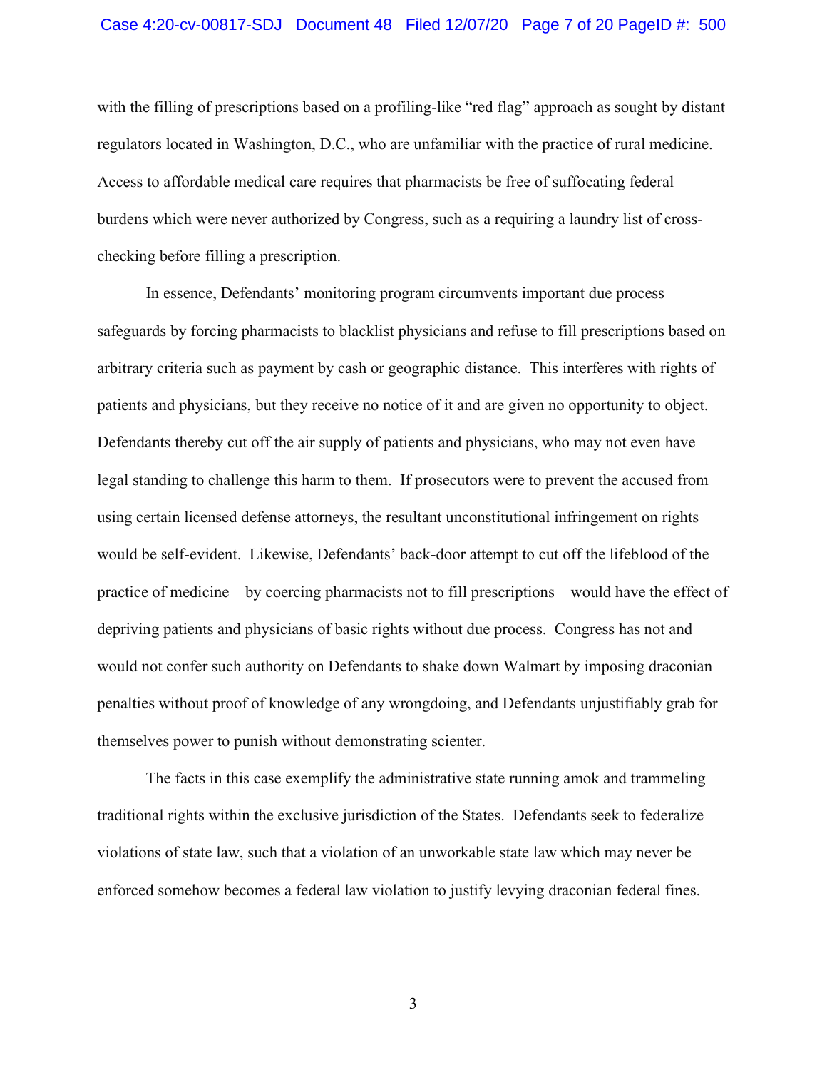with the filling of prescriptions based on a profiling-like "red flag" approach as sought by distant regulators located in Washington, D.C., who are unfamiliar with the practice of rural medicine. Access to affordable medical care requires that pharmacists be free of suffocating federal burdens which were never authorized by Congress, such as a requiring a laundry list of cross-checking before filling a prescription.

In essence, Defendants' monitoring program circumvents important due process safeguards by forcing pharmacists to blacklist physicians and refuse to fill prescriptions based on arbitrary criteria such as payment by cash or geographic distance. This interferes with rights of patients and physicians, but they receive no notice of it and are given no opportunity to object. Defendants thereby cut off the air supply of patients and physicians, who may not even have legal standing to challenge this harm to them. If prosecutors were to prevent the accused from using certain licensed defense attorneys, the resultant unconstitutional infringement on rights would be self-evident. Likewise, Defendants' back-door attempt to cut off the lifeblood of the practice of medicine – by coercing pharmacists not to fill prescriptions – would have the effect of depriving patients and physicians of basic rights without due process. Congress has not and would not confer such authority on Defendants to shake down Walmart by imposing draconian penalties without proof of knowledge of any wrongdoing, and Defendants unjustifiably grab for themselves power to punish without demonstrating scienter.

The facts in this case exemplify the administrative state running amok and trammeling traditional rights within the exclusive jurisdiction of the States. Defendants seek to federalize violations of state law, such that a violation of an unworkable state law which may never be enforced somehow becomes a federal law violation to justify levying draconian federal fines.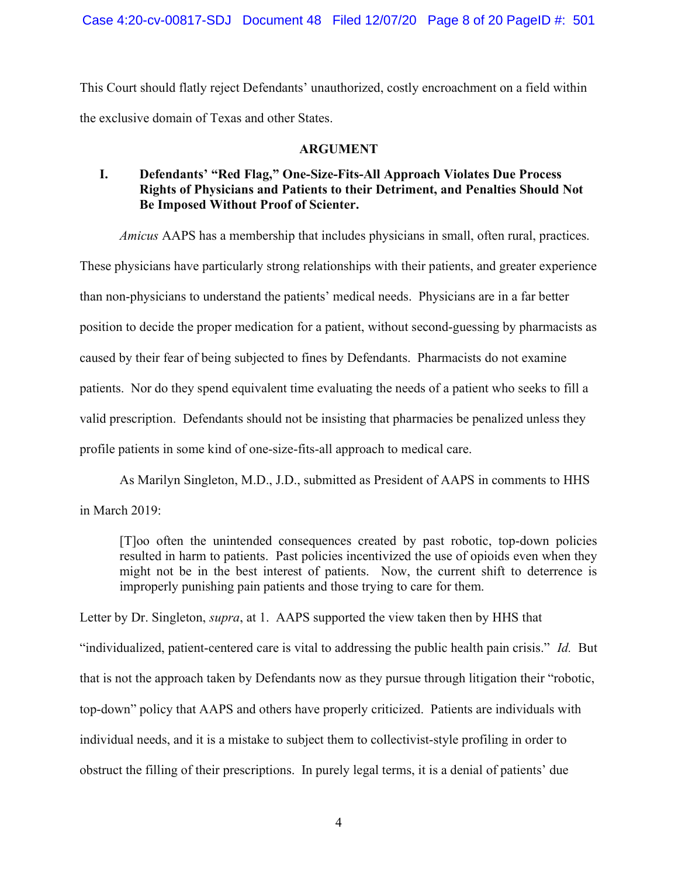This Court should flatly reject Defendants' unauthorized, costly encroachment on a field within the exclusive domain of Texas and other States.

## ARGUMENT

### I. Defendants' "Red Flag," One-Size-Fits-All Approach Violates Due Process Rights of Physicians and Patients to their Detriment, and Penalties Should Not Be Imposed Without Proof of Scienter.

*Amicus* AAPS has a membership that includes physicians in small, often rural, practices. These physicians have particularly strong relationships with their patients, and greater experience than non-physicians to understand the patients' medical needs. Physicians are in a far better position to decide the proper medication for a patient, without second-guessing by pharmacists as caused by their fear of being subjected to fines by Defendants. Pharmacists do not examine patients. Nor do they spend equivalent time evaluating the needs of a patient who seeks to fill a valid prescription. Defendants should not be insisting that pharmacies be penalized unless they profile patients in some kind of one-size-fits-all approach to medical care.

As Marilyn Singleton, M.D., J.D., submitted as President of AAPS in comments to HHS in March 2019:

> [T]oo often the unintended consequences created by past robotic, top-down policies resulted in harm to patients. Past policies incentivized the use of opioids even when they might not be in the best interest of patients. Now, the current shift to deterrence is improperly punishing pain patients and those trying to care for them.

Letter by Dr. Singleton, *supra*, at 1. AAPS supported the view taken then by HHS that "individualized, patient-centered care is vital to addressing the public health pain crisis." *Id.* But that is not the approach taken by Defendants now as they pursue through litigation their "robotic, top-down" policy that AAPS and others have properly criticized. Patients are individuals with individual needs, and it is a mistake to subject them to collectivist-style profiling in order to obstruct the filling of their prescriptions. In purely legal terms, it is a denial of patients' due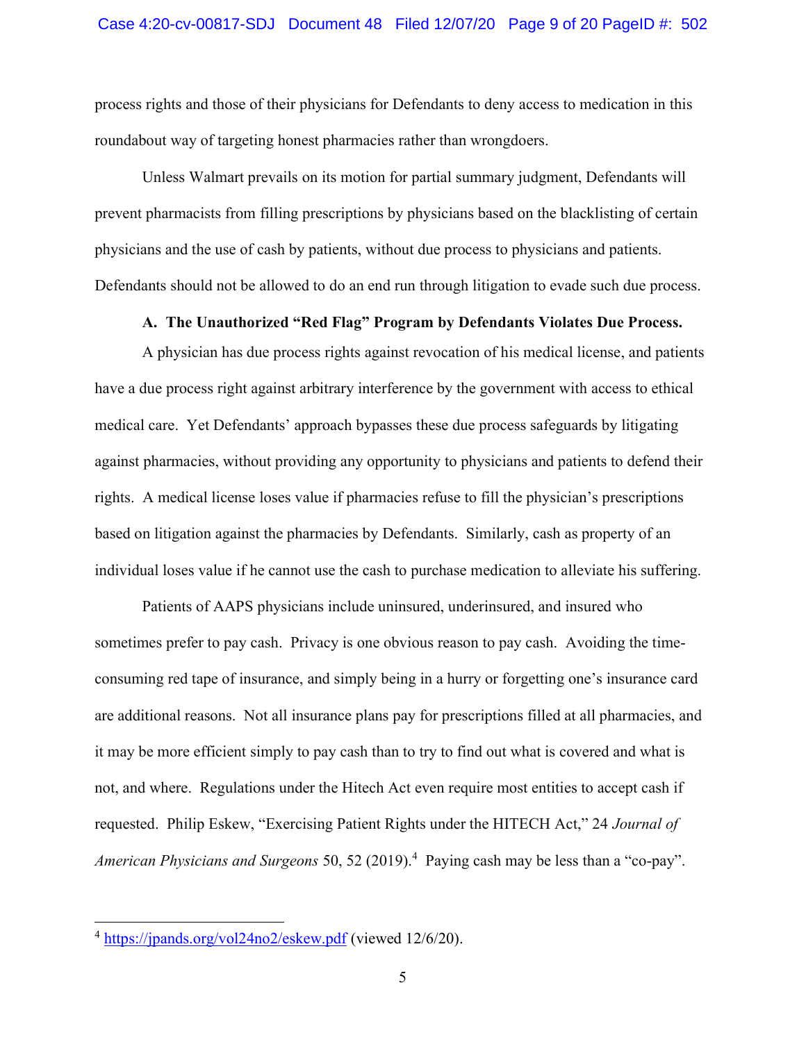process rights and those of their physicians for Defendants to deny access to medication in this roundabout way of targeting honest pharmacies rather than wrongdoers.

Unless Walmart prevails on its motion for partial summary judgment, Defendants will prevent pharmacists from filling prescriptions by physicians based on the blacklisting of certain physicians and the use of cash by patients, without due process to physicians and patients. Defendants should not be allowed to do an end run through litigation to evade such due process.

### A. The Unauthorized "Red Flag" Program by Defendants Violates Due Process.

A physician has due process rights against revocation of his medical license, and patients have a due process right against arbitrary interference by the government with access to ethical medical care. Yet Defendants' approach bypasses these due process safeguards by litigating against pharmacies, without providing any opportunity to physicians and patients to defend their rights. A medical license loses value if pharmacies refuse to fill the physician's prescriptions based on litigation against the pharmacies by Defendants. Similarly, cash as property of an individual loses value if he cannot use the cash to purchase medication to alleviate his suffering.

Patients of AAPS physicians include uninsured, underinsured, and insured who sometimes prefer to pay cash. Privacy is one obvious reason to pay cash. Avoiding the time-consuming red tape of insurance, and simply being in a hurry or forgetting one's insurance card are additional reasons. Not all insurance plans pay for prescriptions filled at all pharmacies, and it may be more efficient simply to pay cash than to try to find out what is covered and what is not, and where. Regulations under the Hitech Act even require most entities to accept cash if requested. Philip Eskew, "Exercising Patient Rights under the HITECH Act," 24 *Journal of American Physicians and Surgeons* 50, 52 (2019).[4] Paying cash may be less than a "co-pay".

---

[4] https://jpands.org/vol24no2/eskew.pdf (viewed 12/6/20).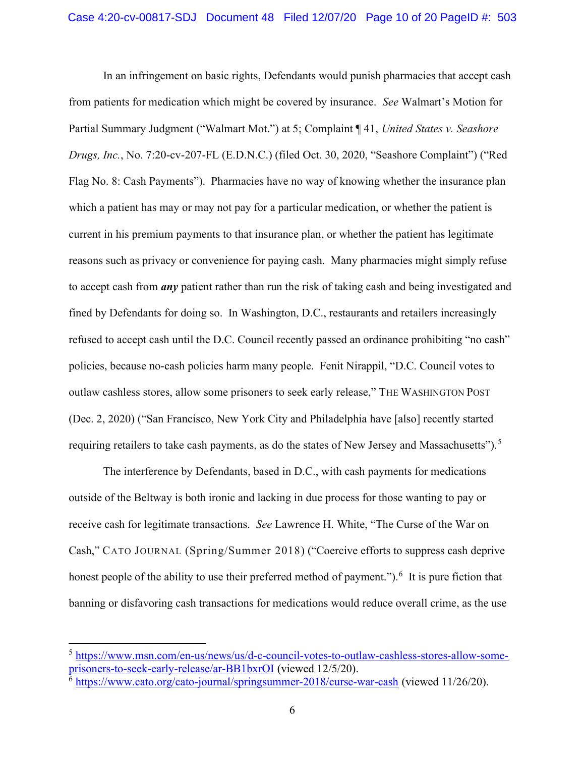In an infringement on basic rights, Defendants would punish pharmacies that accept cash from patients for medication which might be covered by insurance. *See* Walmart's Motion for Partial Summary Judgment ("Walmart Mot.") at 5; Complaint ¶ 41, *United States v. Seashore Drugs, Inc.*, No. 7:20-cv-207-FL (E.D.N.C.) (filed Oct. 30, 2020, "Seashore Complaint") ("Red Flag No. 8: Cash Payments"). Pharmacies have no way of knowing whether the insurance plan which a patient has may or may not pay for a particular medication, or whether the patient is current in his premium payments to that insurance plan, or whether the patient has legitimate reasons such as privacy or convenience for paying cash. Many pharmacies might simply refuse to accept cash from ***any*** patient rather than run the risk of taking cash and being investigated and fined by Defendants for doing so. In Washington, D.C., restaurants and retailers increasingly refused to accept cash until the D.C. Council recently passed an ordinance prohibiting "no cash" policies, because no-cash policies harm many people. Fenit Nirappil, "D.C. Council votes to outlaw cashless stores, allow some prisoners to seek early release," THE WASHINGTON POST (Dec. 2, 2020) ("San Francisco, New York City and Philadelphia have [also] recently started requiring retailers to take cash payments, as do the states of New Jersey and Massachusetts").[5]

The interference by Defendants, based in D.C., with cash payments for medications outside of the Beltway is both ironic and lacking in due process for those wanting to pay or receive cash for legitimate transactions. *See* Lawrence H. White, "The Curse of the War on Cash," CATO JOURNAL (Spring/Summer 2018) ("Coercive efforts to suppress cash deprive honest people of the ability to use their preferred method of payment.").[6] It is pure fiction that banning or disfavoring cash transactions for medications would reduce overall crime, as the use

---

[5] https://www.msn.com/en-us/news/us/d-c-council-votes-to-outlaw-cashless-stores-allow-some-prisoners-to-seek-early-release/ar-BB1bxrOI (viewed 12/5/20).

[6] https://www.cato.org/cato-journal/springsummer-2018/curse-war-cash (viewed 11/26/20).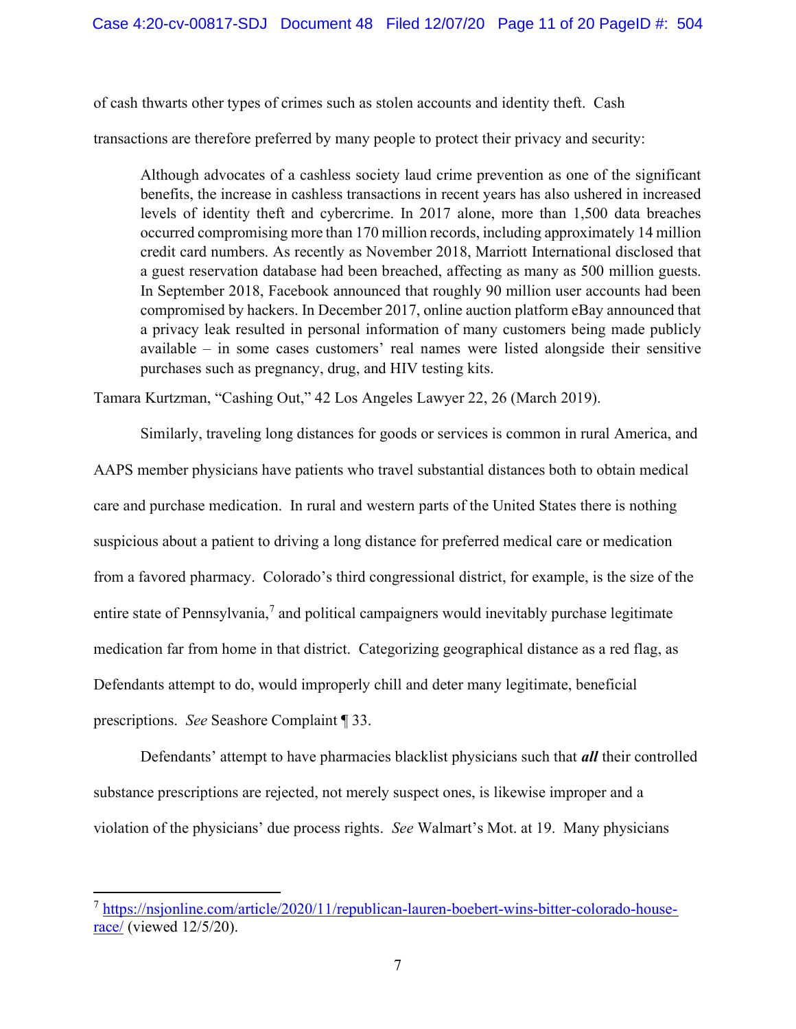of cash thwarts other types of crimes such as stolen accounts and identity theft. Cash transactions are therefore preferred by many people to protect their privacy and security:

> Although advocates of a cashless society laud crime prevention as one of the significant benefits, the increase in cashless transactions in recent years has also ushered in increased levels of identity theft and cybercrime. In 2017 alone, more than 1,500 data breaches occurred compromising more than 170 million records, including approximately 14 million credit card numbers. As recently as November 2018, Marriott International disclosed that a guest reservation database had been breached, affecting as many as 500 million guests. In September 2018, Facebook announced that roughly 90 million user accounts had been compromised by hackers. In December 2017, online auction platform eBay announced that a privacy leak resulted in personal information of many customers being made publicly available – in some cases customers' real names were listed alongside their sensitive purchases such as pregnancy, drug, and HIV testing kits.

Tamara Kurtzman, "Cashing Out," 42 Los Angeles Lawyer 22, 26 (March 2019).

Similarly, traveling long distances for goods or services is common in rural America, and AAPS member physicians have patients who travel substantial distances both to obtain medical care and purchase medication. In rural and western parts of the United States there is nothing suspicious about a patient to driving a long distance for preferred medical care or medication from a favored pharmacy. Colorado's third congressional district, for example, is the size of the entire state of Pennsylvania,[7] and political campaigners would inevitably purchase legitimate medication far from home in that district. Categorizing geographical distance as a red flag, as Defendants attempt to do, would improperly chill and deter many legitimate, beneficial prescriptions. *See* Seashore Complaint ¶ 33.

Defendants' attempt to have pharmacies blacklist physicians such that ***all*** their controlled substance prescriptions are rejected, not merely suspect ones, is likewise improper and a violation of the physicians' due process rights. *See* Walmart's Mot. at 19. Many physicians

---

[7] https://nsjonline.com/article/2020/11/republican-lauren-boebert-wins-bitter-colorado-house-race/ (viewed 12/5/20).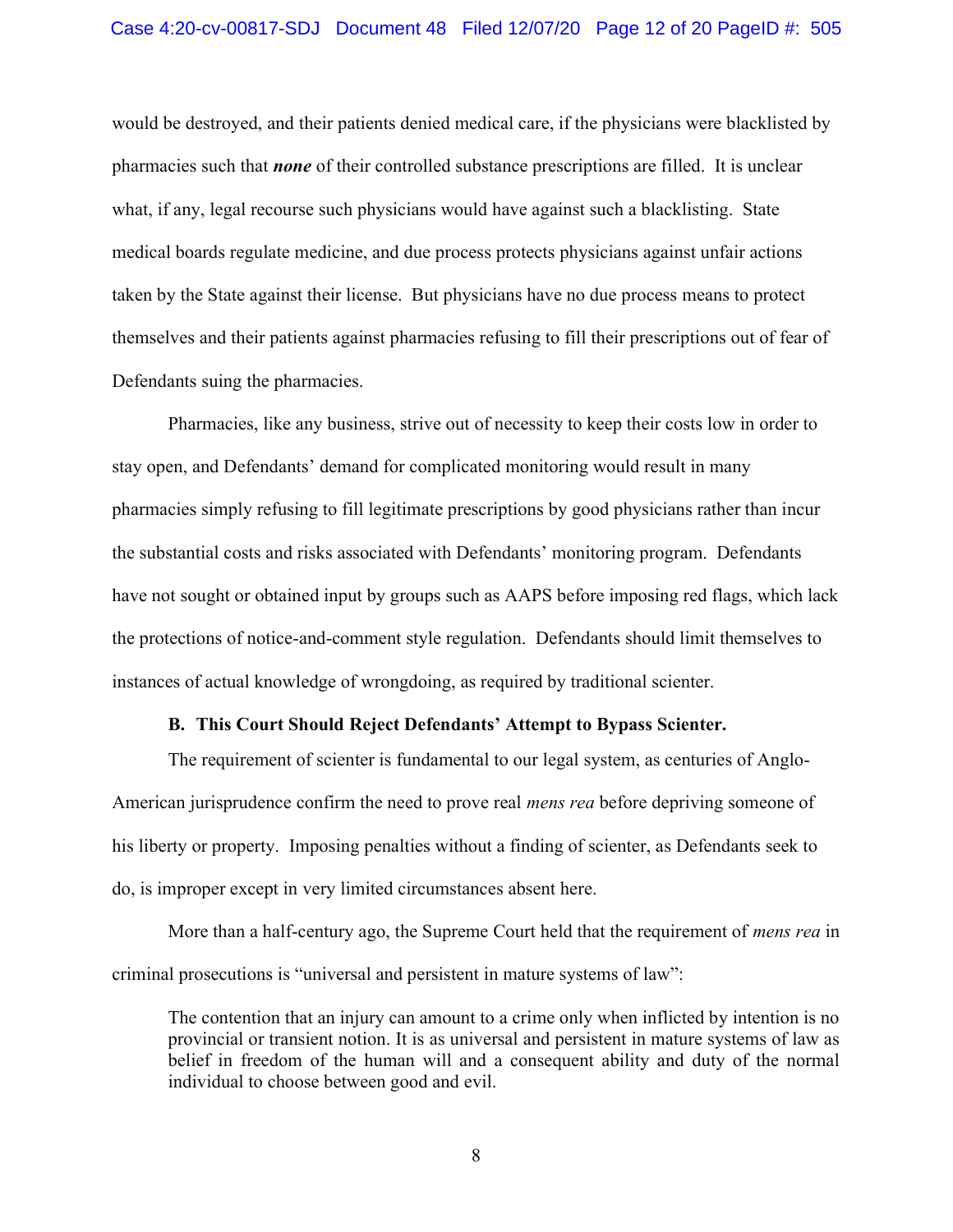would be destroyed, and their patients denied medical care, if the physicians were blacklisted by pharmacies such that ***none*** of their controlled substance prescriptions are filled. It is unclear what, if any, legal recourse such physicians would have against such a blacklisting. State medical boards regulate medicine, and due process protects physicians against unfair actions taken by the State against their license. But physicians have no due process means to protect themselves and their patients against pharmacies refusing to fill their prescriptions out of fear of Defendants suing the pharmacies.

Pharmacies, like any business, strive out of necessity to keep their costs low in order to stay open, and Defendants' demand for complicated monitoring would result in many pharmacies simply refusing to fill legitimate prescriptions by good physicians rather than incur the substantial costs and risks associated with Defendants' monitoring program. Defendants have not sought or obtained input by groups such as AAPS before imposing red flags, which lack the protections of notice-and-comment style regulation. Defendants should limit themselves to instances of actual knowledge of wrongdoing, as required by traditional scienter.

### B. This Court Should Reject Defendants' Attempt to Bypass Scienter.

The requirement of scienter is fundamental to our legal system, as centuries of Anglo-American jurisprudence confirm the need to prove real *mens rea* before depriving someone of his liberty or property. Imposing penalties without a finding of scienter, as Defendants seek to do, is improper except in very limited circumstances absent here.

More than a half-century ago, the Supreme Court held that the requirement of *mens rea* in criminal prosecutions is "universal and persistent in mature systems of law":

> The contention that an injury can amount to a crime only when inflicted by intention is no provincial or transient notion. It is as universal and persistent in mature systems of law as belief in freedom of the human will and a consequent ability and duty of the normal individual to choose between good and evil.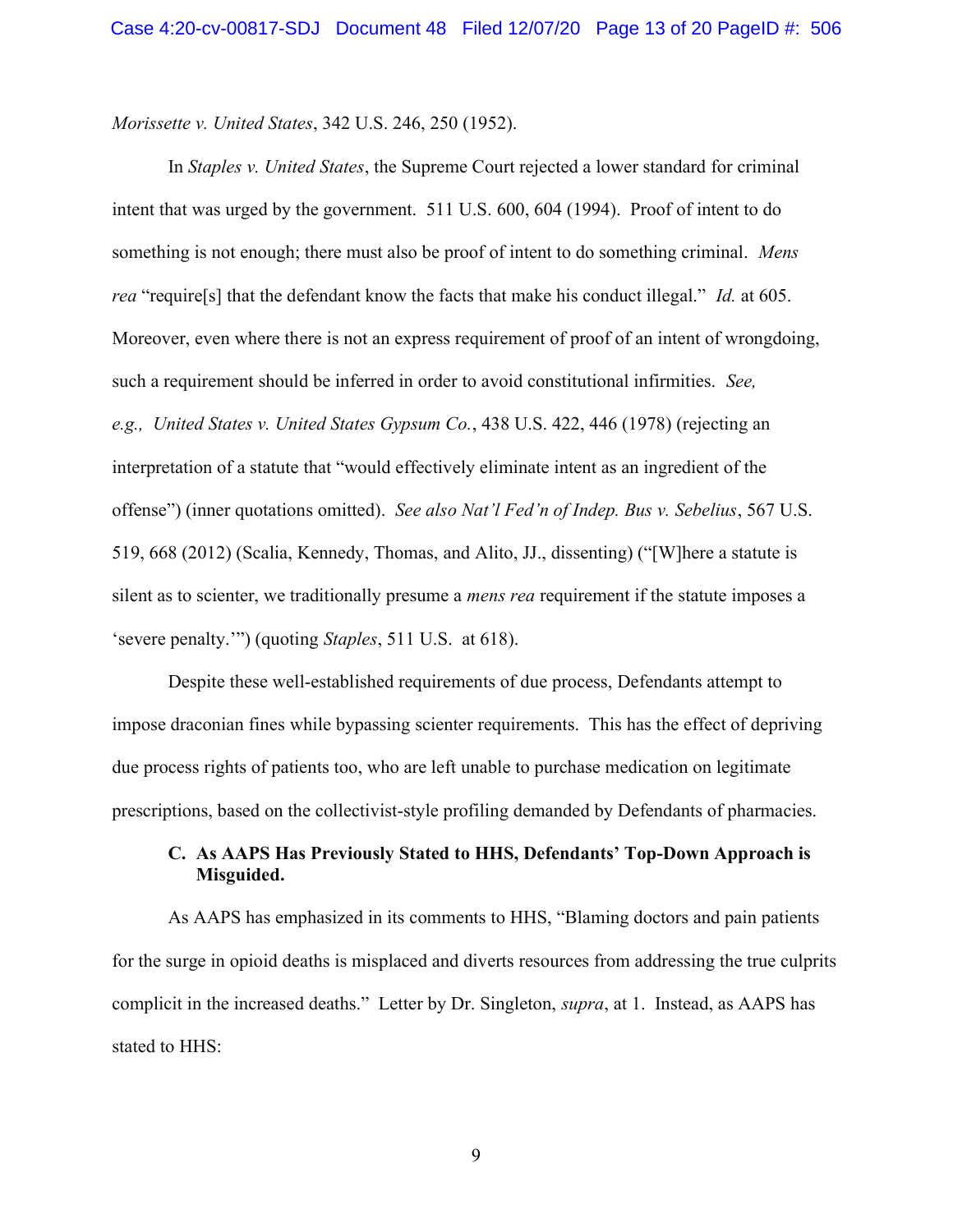*Morissette v. United States*, 342 U.S. 246, 250 (1952).

In *Staples v. United States*, the Supreme Court rejected a lower standard for criminal intent that was urged by the government. 511 U.S. 600, 604 (1994). Proof of intent to do something is not enough; there must also be proof of intent to do something criminal. *Mens rea* "require[s] that the defendant know the facts that make his conduct illegal." *Id.* at 605. Moreover, even where there is not an express requirement of proof of an intent of wrongdoing, such a requirement should be inferred in order to avoid constitutional infirmities. *See, e.g., United States v. United States Gypsum Co.*, 438 U.S. 422, 446 (1978) (rejecting an interpretation of a statute that "would effectively eliminate intent as an ingredient of the offense") (inner quotations omitted). *See also Nat'l Fed'n of Indep. Bus v. Sebelius*, 567 U.S. 519, 668 (2012) (Scalia, Kennedy, Thomas, and Alito, JJ., dissenting) ("[W]here a statute is silent as to scienter, we traditionally presume a *mens rea* requirement if the statute imposes a 'severe penalty.'") (quoting *Staples*, 511 U.S. at 618).

Despite these well-established requirements of due process, Defendants attempt to impose draconian fines while bypassing scienter requirements. This has the effect of depriving due process rights of patients too, who are left unable to purchase medication on legitimate prescriptions, based on the collectivist-style profiling demanded by Defendants of pharmacies.

### C. As AAPS Has Previously Stated to HHS, Defendants' Top-Down Approach is Misguided.

As AAPS has emphasized in its comments to HHS, "Blaming doctors and pain patients for the surge in opioid deaths is misplaced and diverts resources from addressing the true culprits complicit in the increased deaths." Letter by Dr. Singleton, *supra*, at 1. Instead, as AAPS has stated to HHS: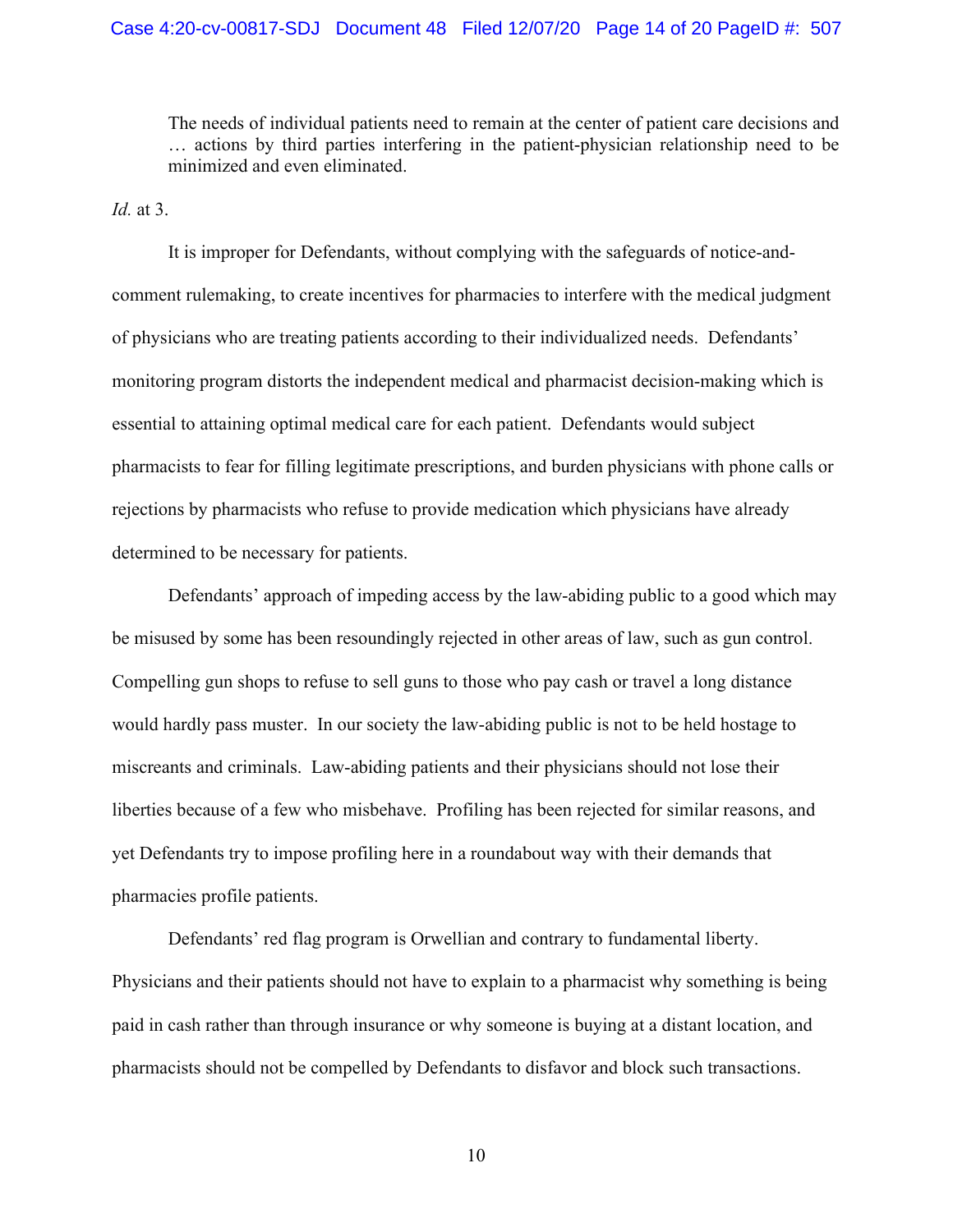> The needs of individual patients need to remain at the center of patient care decisions and … actions by third parties interfering in the patient-physician relationship need to be minimized and even eliminated.

*Id.* at 3.

It is improper for Defendants, without complying with the safeguards of notice-and-comment rulemaking, to create incentives for pharmacies to interfere with the medical judgment of physicians who are treating patients according to their individualized needs. Defendants' monitoring program distorts the independent medical and pharmacist decision-making which is essential to attaining optimal medical care for each patient. Defendants would subject pharmacists to fear for filling legitimate prescriptions, and burden physicians with phone calls or rejections by pharmacists who refuse to provide medication which physicians have already determined to be necessary for patients.

Defendants' approach of impeding access by the law-abiding public to a good which may be misused by some has been resoundingly rejected in other areas of law, such as gun control. Compelling gun shops to refuse to sell guns to those who pay cash or travel a long distance would hardly pass muster. In our society the law-abiding public is not to be held hostage to miscreants and criminals. Law-abiding patients and their physicians should not lose their liberties because of a few who misbehave. Profiling has been rejected for similar reasons, and yet Defendants try to impose profiling here in a roundabout way with their demands that pharmacies profile patients.

Defendants' red flag program is Orwellian and contrary to fundamental liberty. Physicians and their patients should not have to explain to a pharmacist why something is being paid in cash rather than through insurance or why someone is buying at a distant location, and pharmacists should not be compelled by Defendants to disfavor and block such transactions.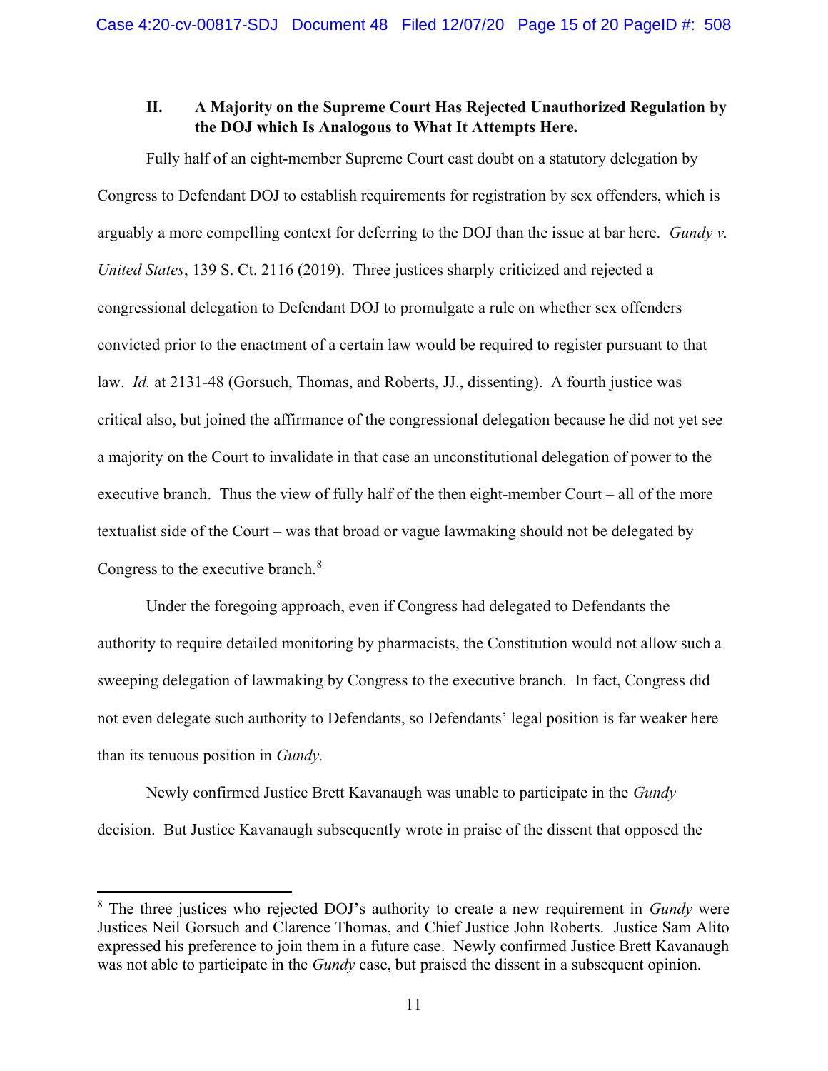## II. A Majority on the Supreme Court Has Rejected Unauthorized Regulation by the DOJ which Is Analogous to What It Attempts Here.

Fully half of an eight-member Supreme Court cast doubt on a statutory delegation by Congress to Defendant DOJ to establish requirements for registration by sex offenders, which is arguably a more compelling context for deferring to the DOJ than the issue at bar here. *Gundy v. United States*, 139 S. Ct. 2116 (2019). Three justices sharply criticized and rejected a congressional delegation to Defendant DOJ to promulgate a rule on whether sex offenders convicted prior to the enactment of a certain law would be required to register pursuant to that law. *Id.* at 2131-48 (Gorsuch, Thomas, and Roberts, JJ., dissenting). A fourth justice was critical also, but joined the affirmance of the congressional delegation because he did not yet see a majority on the Court to invalidate in that case an unconstitutional delegation of power to the executive branch. Thus the view of fully half of the then eight-member Court – all of the more textualist side of the Court – was that broad or vague lawmaking should not be delegated by Congress to the executive branch.[8]

Under the foregoing approach, even if Congress had delegated to Defendants the authority to require detailed monitoring by pharmacists, the Constitution would not allow such a sweeping delegation of lawmaking by Congress to the executive branch. In fact, Congress did not even delegate such authority to Defendants, so Defendants' legal position is far weaker here than its tenuous position in *Gundy.*

Newly confirmed Justice Brett Kavanaugh was unable to participate in the *Gundy* decision. But Justice Kavanaugh subsequently wrote in praise of the dissent that opposed the

[8] The three justices who rejected DOJ's authority to create a new requirement in *Gundy* were Justices Neil Gorsuch and Clarence Thomas, and Chief Justice John Roberts. Justice Sam Alito expressed his preference to join them in a future case. Newly confirmed Justice Brett Kavanaugh was not able to participate in the *Gundy* case, but praised the dissent in a subsequent opinion.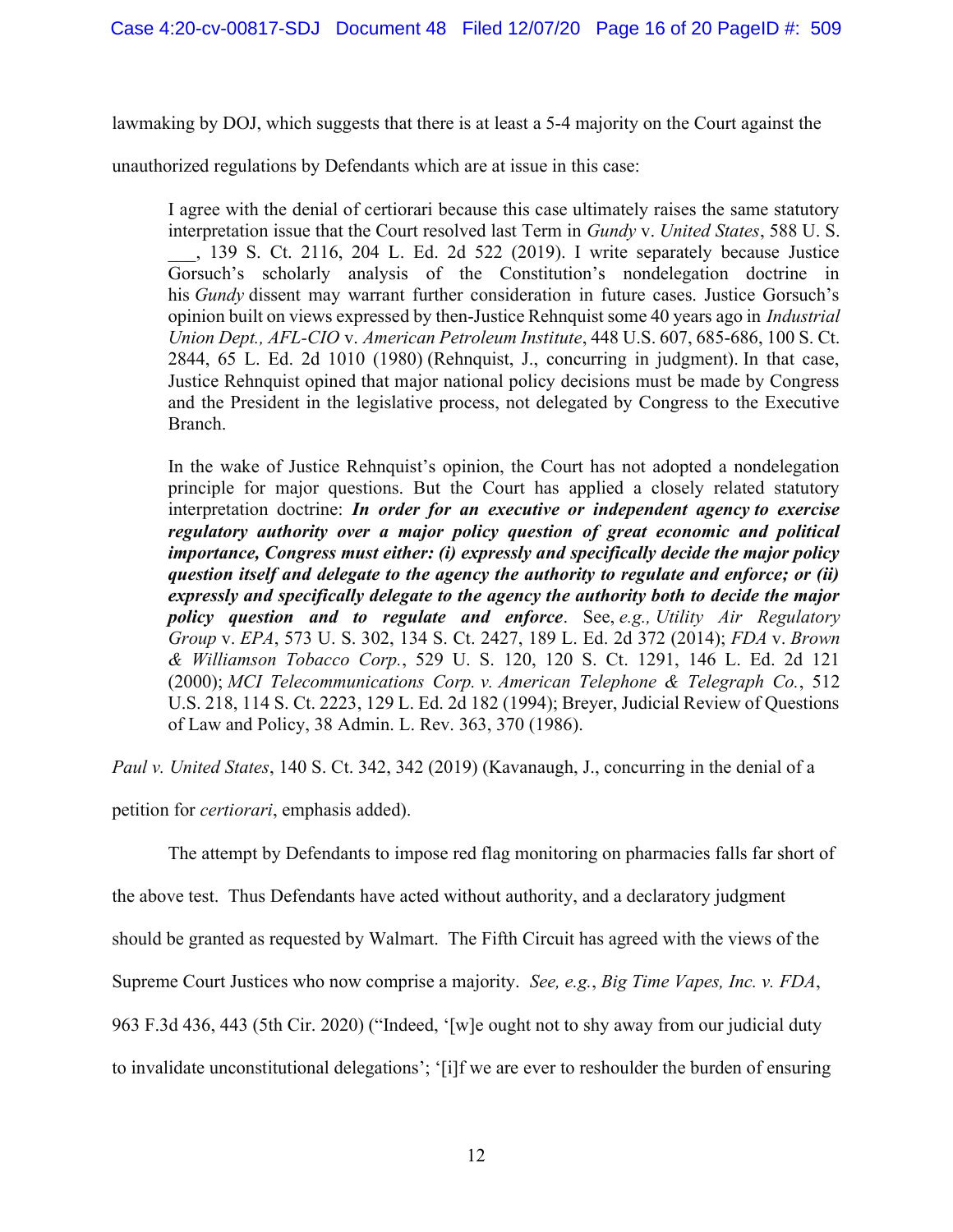lawmaking by DOJ, which suggests that there is at least a 5-4 majority on the Court against the unauthorized regulations by Defendants which are at issue in this case:

> I agree with the denial of certiorari because this case ultimately raises the same statutory interpretation issue that the Court resolved last Term in *Gundy* v. *United States*, 588 U. S. ___, 139 S. Ct. 2116, 204 L. Ed. 2d 522 (2019). I write separately because Justice Gorsuch's scholarly analysis of the Constitution's nondelegation doctrine in his *Gundy* dissent may warrant further consideration in future cases. Justice Gorsuch's opinion built on views expressed by then-Justice Rehnquist some 40 years ago in *Industrial Union Dept., AFL-CIO* v. *American Petroleum Institute*, 448 U.S. 607, 685-686, 100 S. Ct. 2844, 65 L. Ed. 2d 1010 (1980) (Rehnquist, J., concurring in judgment). In that case, Justice Rehnquist opined that major national policy decisions must be made by Congress and the President in the legislative process, not delegated by Congress to the Executive Branch.
>
> In the wake of Justice Rehnquist's opinion, the Court has not adopted a nondelegation principle for major questions. But the Court has applied a closely related statutory interpretation doctrine: ***In order for an executive or independent agency to exercise regulatory authority over a major policy question of great economic and political importance, Congress must either: (i) expressly and specifically decide the major policy question itself and delegate to the agency the authority to regulate and enforce; or (ii) expressly and specifically delegate to the agency the authority both to decide the major policy question and to regulate and enforce***. See, *e.g., Utility Air Regulatory Group* v. *EPA*, 573 U. S. 302, 134 S. Ct. 2427, 189 L. Ed. 2d 372 (2014); *FDA* v. *Brown & Williamson Tobacco Corp.*, 529 U. S. 120, 120 S. Ct. 1291, 146 L. Ed. 2d 121 (2000); *MCI Telecommunications Corp. v. American Telephone & Telegraph Co.*, 512 U.S. 218, 114 S. Ct. 2223, 129 L. Ed. 2d 182 (1994); Breyer, Judicial Review of Questions of Law and Policy, 38 Admin. L. Rev. 363, 370 (1986).

*Paul v. United States*, 140 S. Ct. 342, 342 (2019) (Kavanaugh, J., concurring in the denial of a petition for *certiorari*, emphasis added).

The attempt by Defendants to impose red flag monitoring on pharmacies falls far short of the above test. Thus Defendants have acted without authority, and a declaratory judgment should be granted as requested by Walmart. The Fifth Circuit has agreed with the views of the Supreme Court Justices who now comprise a majority. *See, e.g.*, *Big Time Vapes, Inc. v. FDA*, 963 F.3d 436, 443 (5th Cir. 2020) ("Indeed, '[w]e ought not to shy away from our judicial duty to invalidate unconstitutional delegations'; '[i]f we are ever to reshoulder the burden of ensuring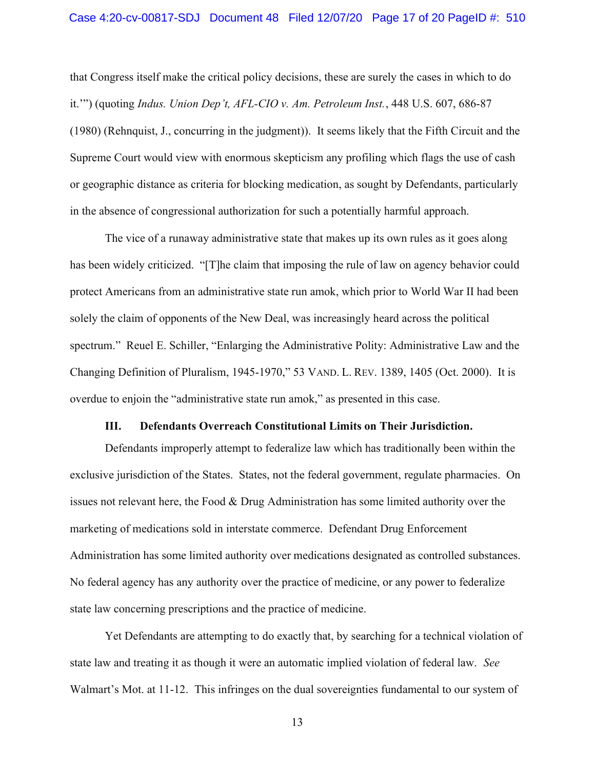that Congress itself make the critical policy decisions, these are surely the cases in which to do it.'") (quoting *Indus. Union Dep't, AFL-CIO v. Am. Petroleum Inst.*, 448 U.S. 607, 686-87 (1980) (Rehnquist, J., concurring in the judgment)). It seems likely that the Fifth Circuit and the Supreme Court would view with enormous skepticism any profiling which flags the use of cash or geographic distance as criteria for blocking medication, as sought by Defendants, particularly in the absence of congressional authorization for such a potentially harmful approach.

The vice of a runaway administrative state that makes up its own rules as it goes along has been widely criticized. "[T]he claim that imposing the rule of law on agency behavior could protect Americans from an administrative state run amok, which prior to World War II had been solely the claim of opponents of the New Deal, was increasingly heard across the political spectrum." Reuel E. Schiller, "Enlarging the Administrative Polity: Administrative Law and the Changing Definition of Pluralism, 1945-1970," 53 VAND. L. REV. 1389, 1405 (Oct. 2000). It is overdue to enjoin the "administrative state run amok," as presented in this case.

**III. Defendants Overreach Constitutional Limits on Their Jurisdiction.**

Defendants improperly attempt to federalize law which has traditionally been within the exclusive jurisdiction of the States. States, not the federal government, regulate pharmacies. On issues not relevant here, the Food & Drug Administration has some limited authority over the marketing of medications sold in interstate commerce. Defendant Drug Enforcement Administration has some limited authority over medications designated as controlled substances. No federal agency has any authority over the practice of medicine, or any power to federalize state law concerning prescriptions and the practice of medicine.

Yet Defendants are attempting to do exactly that, by searching for a technical violation of state law and treating it as though it were an automatic implied violation of federal law. *See* Walmart's Mot. at 11-12. This infringes on the dual sovereignties fundamental to our system of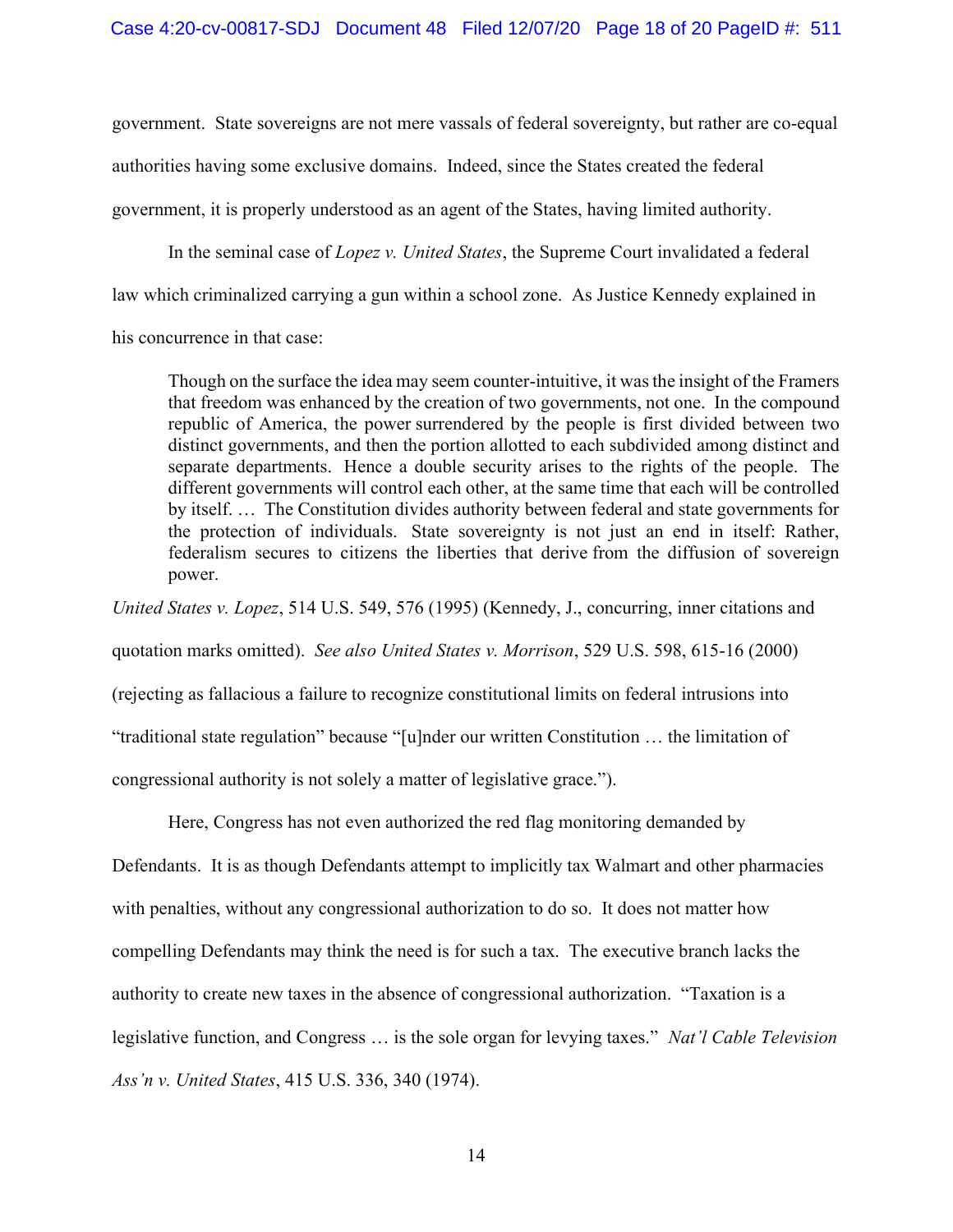government. State sovereigns are not mere vassals of federal sovereignty, but rather are co-equal authorities having some exclusive domains. Indeed, since the States created the federal government, it is properly understood as an agent of the States, having limited authority.

In the seminal case of *Lopez v. United States*, the Supreme Court invalidated a federal law which criminalized carrying a gun within a school zone. As Justice Kennedy explained in his concurrence in that case:

> Though on the surface the idea may seem counter-intuitive, it was the insight of the Framers that freedom was enhanced by the creation of two governments, not one. In the compound republic of America, the power surrendered by the people is first divided between two distinct governments, and then the portion allotted to each subdivided among distinct and separate departments. Hence a double security arises to the rights of the people. The different governments will control each other, at the same time that each will be controlled by itself. … The Constitution divides authority between federal and state governments for the protection of individuals. State sovereignty is not just an end in itself: Rather, federalism secures to citizens the liberties that derive from the diffusion of sovereign power.

*United States v. Lopez*, 514 U.S. 549, 576 (1995) (Kennedy, J., concurring, inner citations and quotation marks omitted). *See also United States v. Morrison*, 529 U.S. 598, 615-16 (2000) (rejecting as fallacious a failure to recognize constitutional limits on federal intrusions into "traditional state regulation" because "[u]nder our written Constitution … the limitation of congressional authority is not solely a matter of legislative grace.").

Here, Congress has not even authorized the red flag monitoring demanded by Defendants. It is as though Defendants attempt to implicitly tax Walmart and other pharmacies with penalties, without any congressional authorization to do so. It does not matter how compelling Defendants may think the need is for such a tax. The executive branch lacks the authority to create new taxes in the absence of congressional authorization. "Taxation is a legislative function, and Congress … is the sole organ for levying taxes." *Nat'l Cable Television Ass'n v. United States*, 415 U.S. 336, 340 (1974).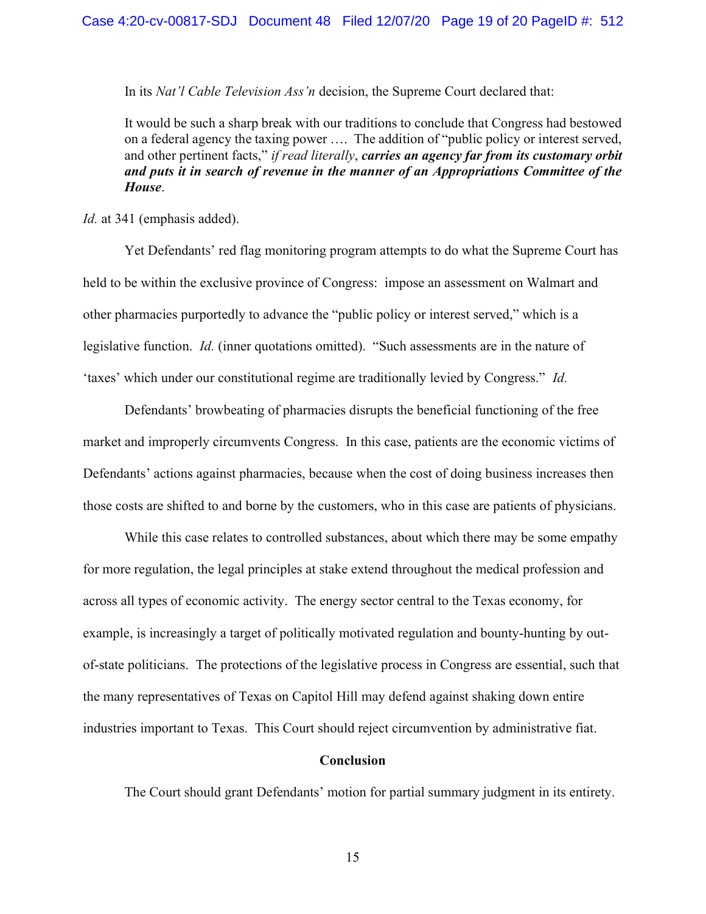In its *Nat'l Cable Television Ass'n* decision, the Supreme Court declared that:

> It would be such a sharp break with our traditions to conclude that Congress had bestowed on a federal agency the taxing power …. The addition of "public policy or interest served, and other pertinent facts," *if read literally*, ***carries an agency far from its customary orbit and puts it in search of revenue in the manner of an Appropriations Committee of the House***.

*Id.* at 341 (emphasis added).

Yet Defendants' red flag monitoring program attempts to do what the Supreme Court has held to be within the exclusive province of Congress: impose an assessment on Walmart and other pharmacies purportedly to advance the "public policy or interest served," which is a legislative function. *Id.* (inner quotations omitted). "Such assessments are in the nature of 'taxes' which under our constitutional regime are traditionally levied by Congress." *Id.*

Defendants' browbeating of pharmacies disrupts the beneficial functioning of the free market and improperly circumvents Congress. In this case, patients are the economic victims of Defendants' actions against pharmacies, because when the cost of doing business increases then those costs are shifted to and borne by the customers, who in this case are patients of physicians.

While this case relates to controlled substances, about which there may be some empathy for more regulation, the legal principles at stake extend throughout the medical profession and across all types of economic activity. The energy sector central to the Texas economy, for example, is increasingly a target of politically motivated regulation and bounty-hunting by out-of-state politicians. The protections of the legislative process in Congress are essential, such that the many representatives of Texas on Capitol Hill may defend against shaking down entire industries important to Texas. This Court should reject circumvention by administrative fiat.

## Conclusion

The Court should grant Defendants' motion for partial summary judgment in its entirety.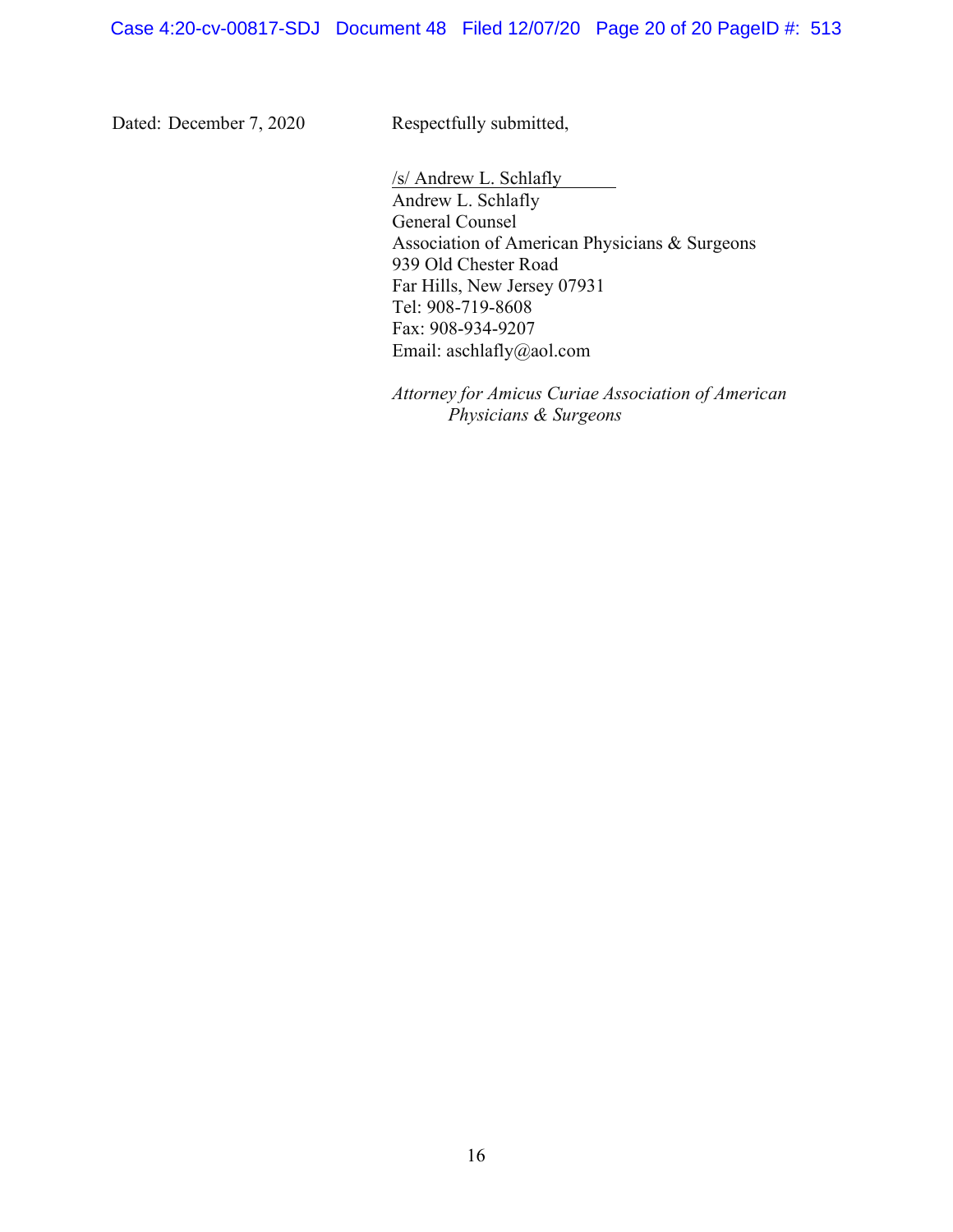Dated: December 7, 2020

Respectfully submitted,

/s/ Andrew L. Schlafly
Andrew L. Schlafly
General Counsel
Association of American Physicians & Surgeons
939 Old Chester Road
Far Hills, New Jersey 07931
Tel: 908-719-8608
Fax: 908-934-9207
Email: aschlafly@aol.com

*Attorney for Amicus Curiae Association of American Physicians & Surgeons*